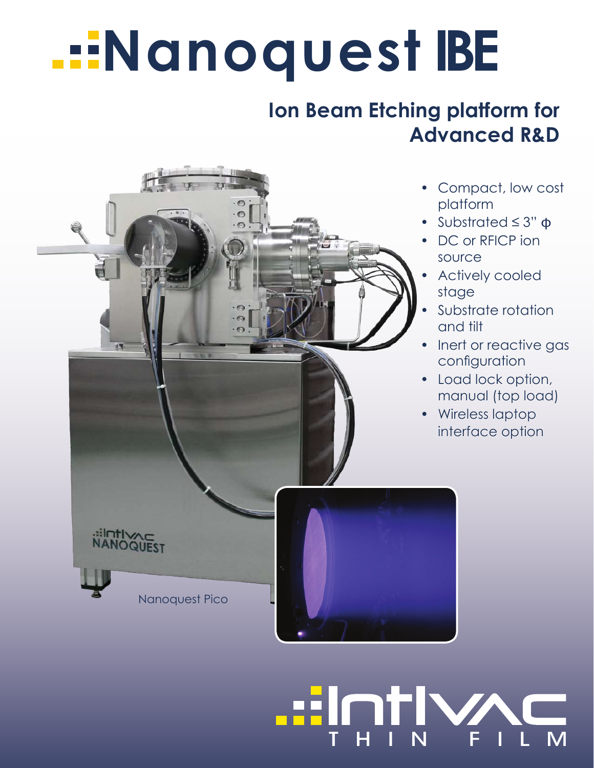# Nanoquest IBE

## Ion Beam Etching platform for Advanced R&D

- Compact, low cost platform
- Substrated ≤ 3" ф
- DC or RFICP ion source
- Actively cooled stage
- Substrate rotation and tilt
- Inert or reactive gas configuration
- Load lock option, manual (top load)
- Wireless laptop interface option

Nanoquest Pico

Intlvac THIN FILM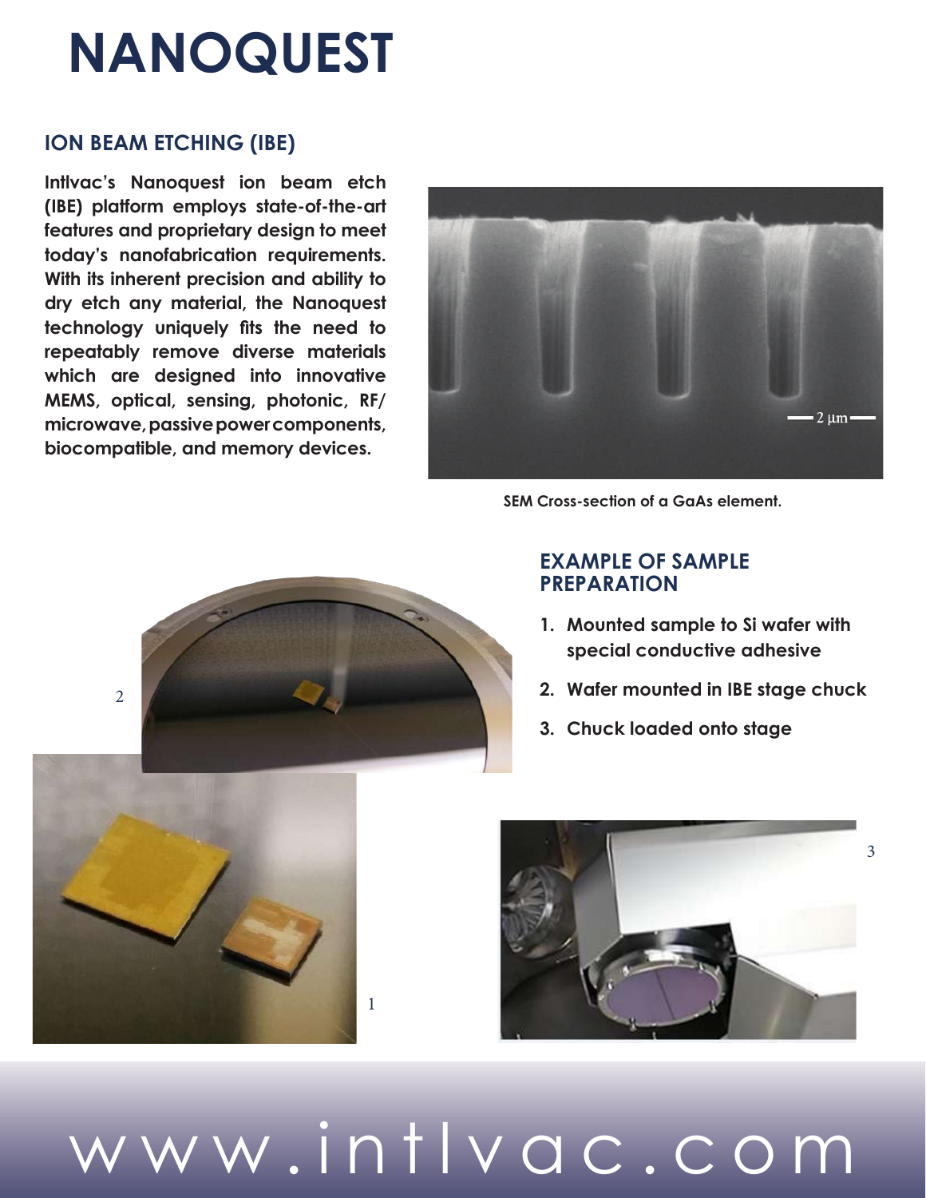# NANOQUEST

## ION BEAM ETCHING (IBE)

**Intlvac's Nanoquest ion beam etch (IBE) platform employs state-of-the-art features and proprietary design to meet today's nanofabrication requirements. With its inherent precision and ability to dry etch any material, the Nanoquest technology uniquely fits the need to repeatably remove diverse materials which are designed into innovative MEMS, optical, sensing, photonic, RF/ microwave, passive power components, biocompatible, and memory devices.**

**SEM Cross-section of a GaAs element.**

## EXAMPLE OF SAMPLE PREPARATION

1. **Mounted sample to Si wafer with special conductive adhesive**
2. **Wafer mounted in IBE stage chuck**
3. **Chuck loaded onto stage**

www.intlvac.com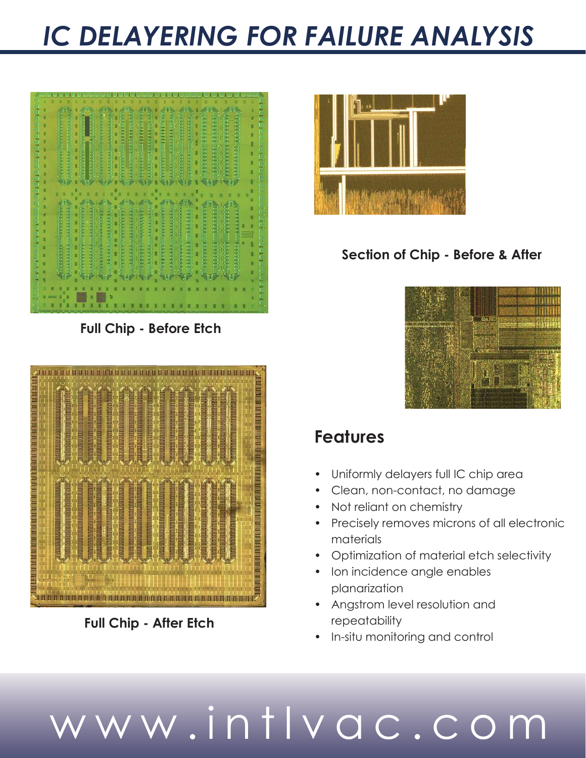# *IC DELAYERING FOR FAILURE ANALYSIS*

**Full Chip - Before Etch**

**Section of Chip - Before & After**

**Full Chip - After Etch**

## Features

- Uniformly delayers full IC chip area
- Clean, non-contact, no damage
- Not reliant on chemistry
- Precisely removes microns of all electronic materials
- Optimization of material etch selectivity
- Ion incidence angle enables planarization
- Angstrom level resolution and repeatability
- In-situ monitoring and control

www.intlvac.com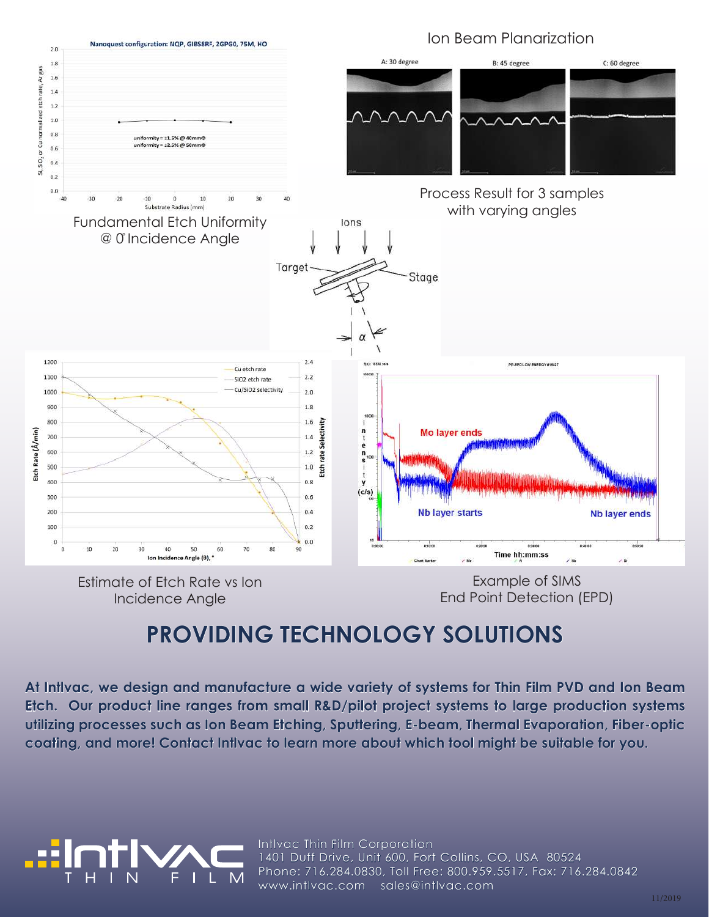Nanoquest configuration: NQP, GIBS8RF, 2GPG0, 75M, HO

Si, SiO$_2$ or Cu normalized etch rate, Ar gas

uniformity = ±1.5% @ 40mmΦ
uniformity = ±2.5% @ 50mmΦ

Substrate Radius (mm)

Fundamental Etch Uniformity @ 0° Incidence Angle

## Ion Beam Planarization

A: 30 degree

B: 45 degree

C: 60 degree

Process Result for 3 samples with varying angles

Ions

Target

Stage

α

Cu etch rate

SiO2 etch rate

Cu/SiO2 selectivity

Etch Rate (Å/min)

Etch rate Selectivity

Ion Incidence Angle (θ), °

Estimate of Etch Rate vs Ion Incidence Angle

PP-EPD LOW ENERGY #16427

Intensity (c/s)

Mo layer ends

Nb layer starts

Nb layer ends

Time hh:mm:ss

Example of SIMS End Point Detection (EPD)

# PROVIDING TECHNOLOGY SOLUTIONS

**At Intlvac, we design and manufacture a wide variety of systems for Thin Film PVD and Ion Beam Etch. Our product line ranges from small R&D/pilot project systems to large production systems utilizing processes such as Ion Beam Etching, Sputtering, E-beam, Thermal Evaporation, Fiber-optic coating, and more! Contact Intlvac to learn more about which tool might be suitable for you.**

INTLVAC THIN FILM

Intlvac Thin Film Corporation
1401 Duff Drive, Unit 600, Fort Collins, CO, USA 80524
Phone: 716.284.0830, Toll Free: 800.959.5517, Fax: 716.284.0842
www.intlvac.com sales@intlvac.com

11/2019